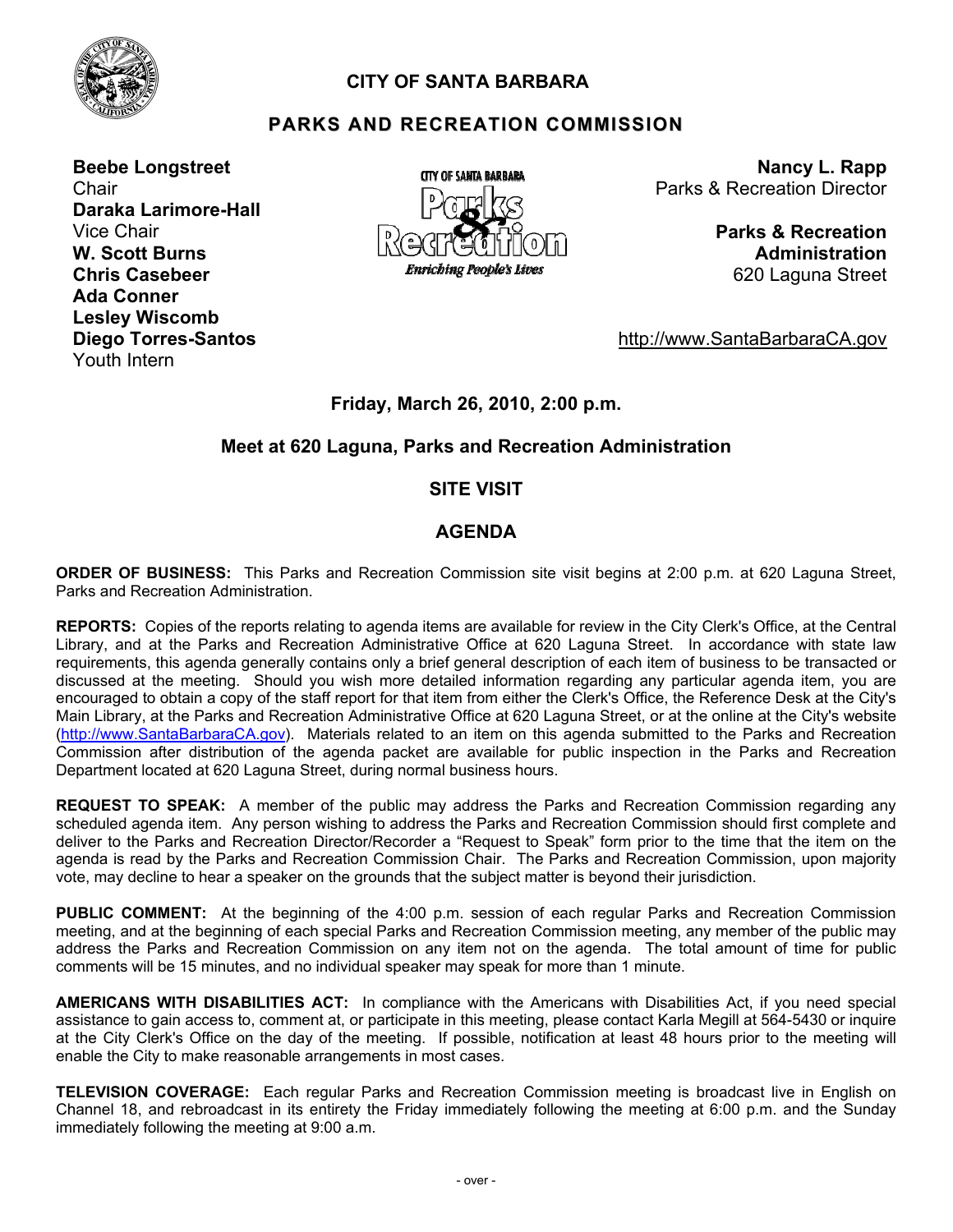# CITY OF SANTA BARBARA

## PARKS AND RECREATION COMMISSION

**Beebe Longstreet**
Chair
**Daraka Larimore-Hall**
Vice Chair
**W. Scott Burns**
**Chris Casebeer**
**Ada Conner**
**Lesley Wiscomb**
**Diego Torres-Santos**
Youth Intern

**Nancy L. Rapp**
Parks & Recreation Director

**Parks & Recreation Administration**
620 Laguna Street

http://www.SantaBarbaraCA.gov

### Friday, March 26, 2010, 2:00 p.m.

### Meet at 620 Laguna, Parks and Recreation Administration

### SITE VISIT

### AGENDA

**ORDER OF BUSINESS:** This Parks and Recreation Commission site visit begins at 2:00 p.m. at 620 Laguna Street, Parks and Recreation Administration.

**REPORTS:** Copies of the reports relating to agenda items are available for review in the City Clerk's Office, at the Central Library, and at the Parks and Recreation Administrative Office at 620 Laguna Street. In accordance with state law requirements, this agenda generally contains only a brief general description of each item of business to be transacted or discussed at the meeting. Should you wish more detailed information regarding any particular agenda item, you are encouraged to obtain a copy of the staff report for that item from either the Clerk's Office, the Reference Desk at the City's Main Library, at the Parks and Recreation Administrative Office at 620 Laguna Street, or at the online at the City's website (http://www.SantaBarbaraCA.gov). Materials related to an item on this agenda submitted to the Parks and Recreation Commission after distribution of the agenda packet are available for public inspection in the Parks and Recreation Department located at 620 Laguna Street, during normal business hours.

**REQUEST TO SPEAK:** A member of the public may address the Parks and Recreation Commission regarding any scheduled agenda item. Any person wishing to address the Parks and Recreation Commission should first complete and deliver to the Parks and Recreation Director/Recorder a "Request to Speak" form prior to the time that the item on the agenda is read by the Parks and Recreation Commission Chair. The Parks and Recreation Commission, upon majority vote, may decline to hear a speaker on the grounds that the subject matter is beyond their jurisdiction.

**PUBLIC COMMENT:** At the beginning of the 4:00 p.m. session of each regular Parks and Recreation Commission meeting, and at the beginning of each special Parks and Recreation Commission meeting, any member of the public may address the Parks and Recreation Commission on any item not on the agenda. The total amount of time for public comments will be 15 minutes, and no individual speaker may speak for more than 1 minute.

**AMERICANS WITH DISABILITIES ACT:** In compliance with the Americans with Disabilities Act, if you need special assistance to gain access to, comment at, or participate in this meeting, please contact Karla Megill at 564-5430 or inquire at the City Clerk's Office on the day of the meeting. If possible, notification at least 48 hours prior to the meeting will enable the City to make reasonable arrangements in most cases.

**TELEVISION COVERAGE:** Each regular Parks and Recreation Commission meeting is broadcast live in English on Channel 18, and rebroadcast in its entirety the Friday immediately following the meeting at 6:00 p.m. and the Sunday immediately following the meeting at 9:00 a.m.

- over -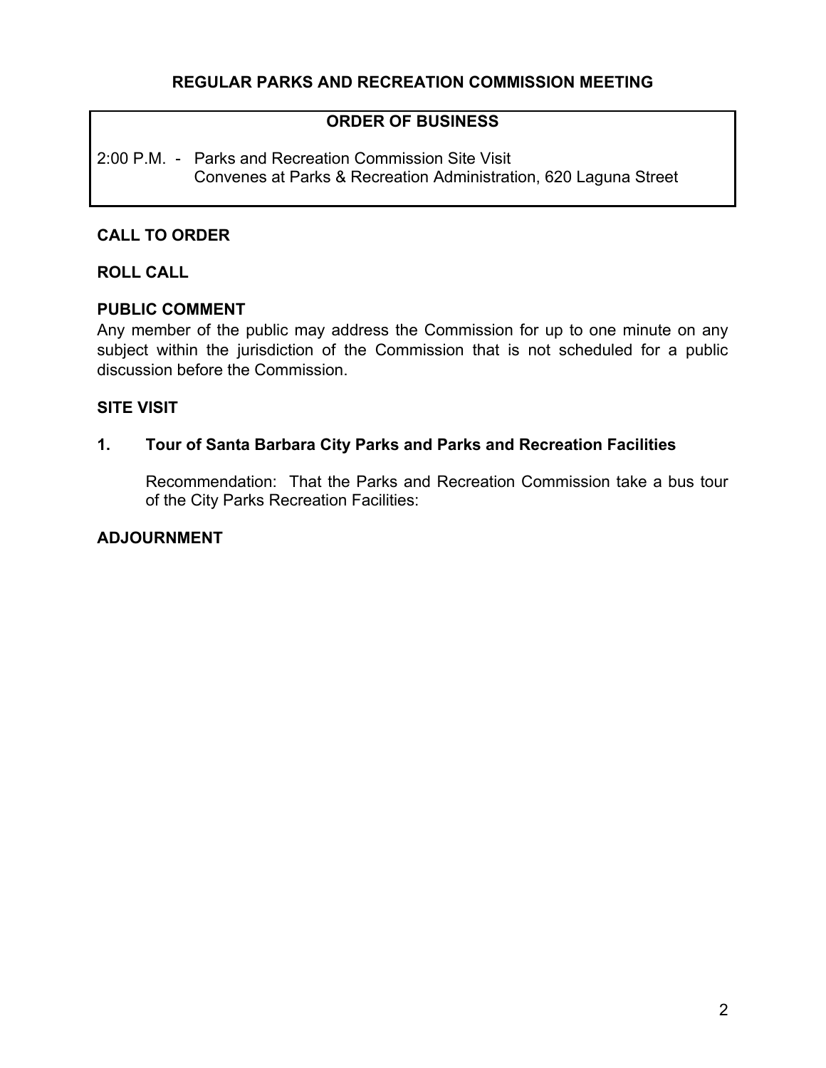## REGULAR PARKS AND RECREATION COMMISSION MEETING

**ORDER OF BUSINESS**

2:00 P.M. - Parks and Recreation Commission Site Visit
Convenes at Parks & Recreation Administration, 620 Laguna Street

### CALL TO ORDER

### ROLL CALL

### PUBLIC COMMENT

Any member of the public may address the Commission for up to one minute on any subject within the jurisdiction of the Commission that is not scheduled for a public discussion before the Commission.

### SITE VISIT

**1. Tour of Santa Barbara City Parks and Parks and Recreation Facilities**

Recommendation: That the Parks and Recreation Commission take a bus tour of the City Parks Recreation Facilities:

### ADJOURNMENT